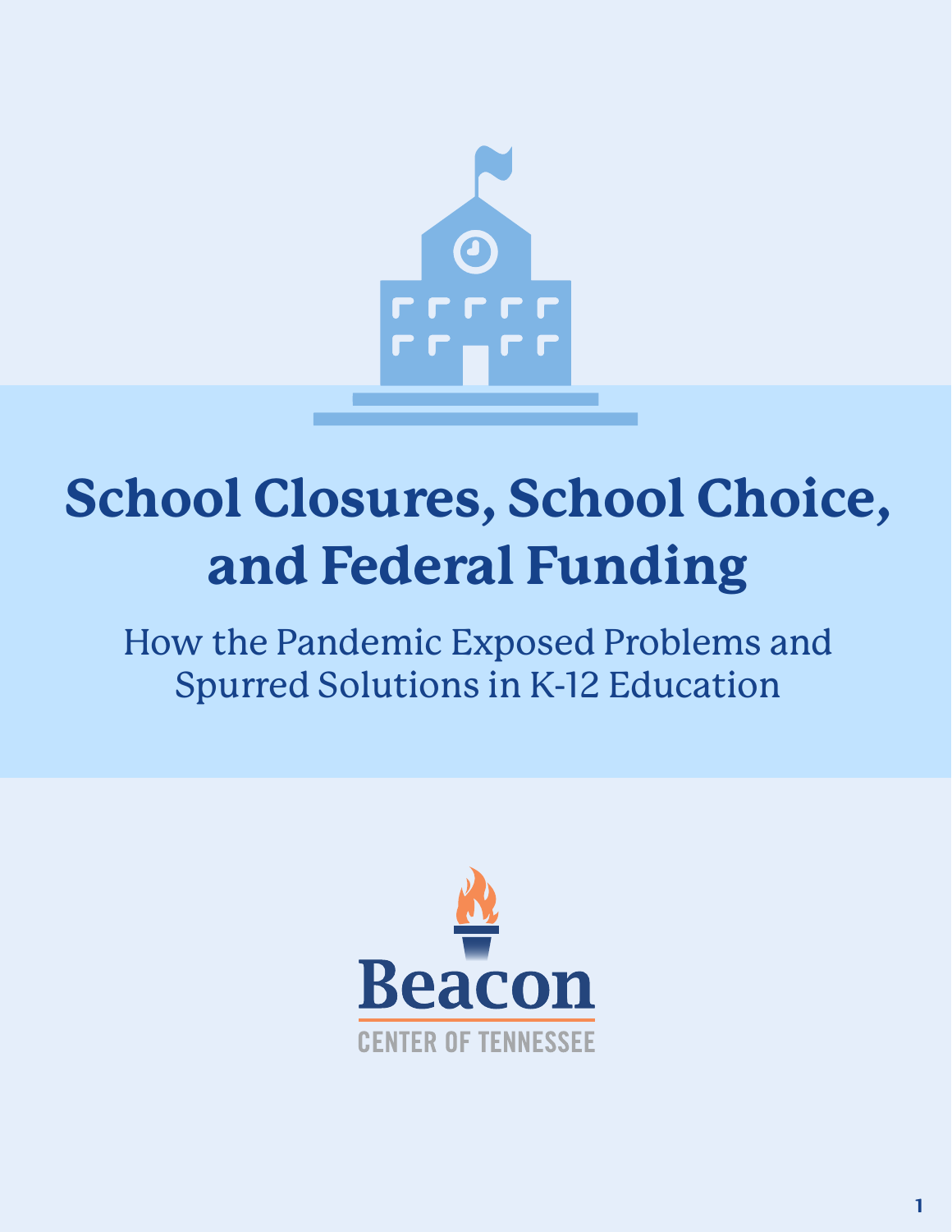# School Closures, School Choice, and Federal Funding

## How the Pandemic Exposed Problems and Spurred Solutions in K-12 Education

Beacon

CENTER OF TENNESSEE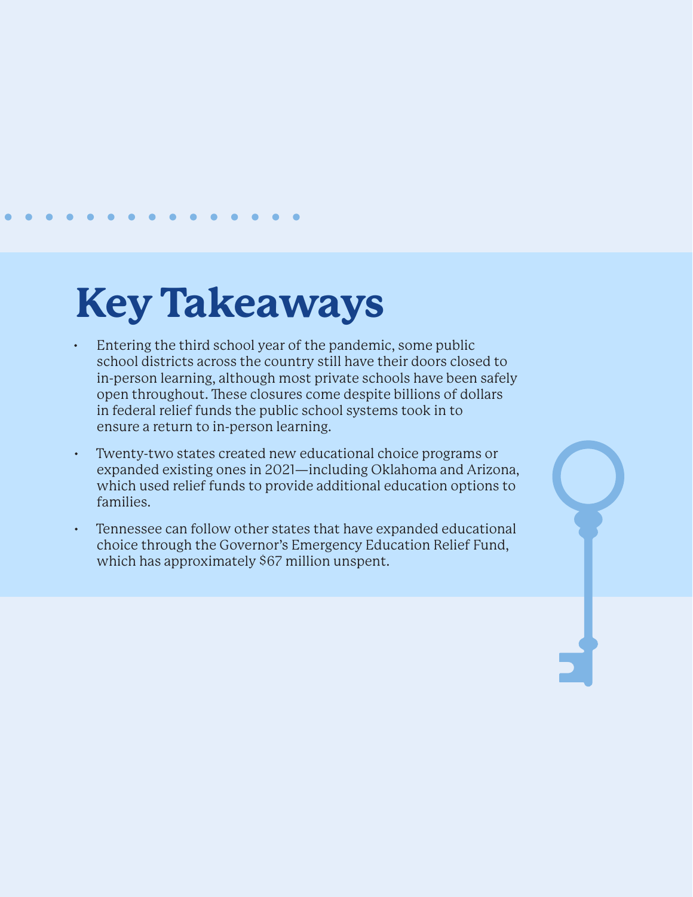# Key Takeaways

- Entering the third school year of the pandemic, some public school districts across the country still have their doors closed to in-person learning, although most private schools have been safely open throughout. These closures come despite billions of dollars in federal relief funds the public school systems took in to ensure a return to in-person learning.
- Twenty-two states created new educational choice programs or expanded existing ones in 2021—including Oklahoma and Arizona, which used relief funds to provide additional education options to families.
- Tennessee can follow other states that have expanded educational choice through the Governor's Emergency Education Relief Fund, which has approximately $67 million unspent.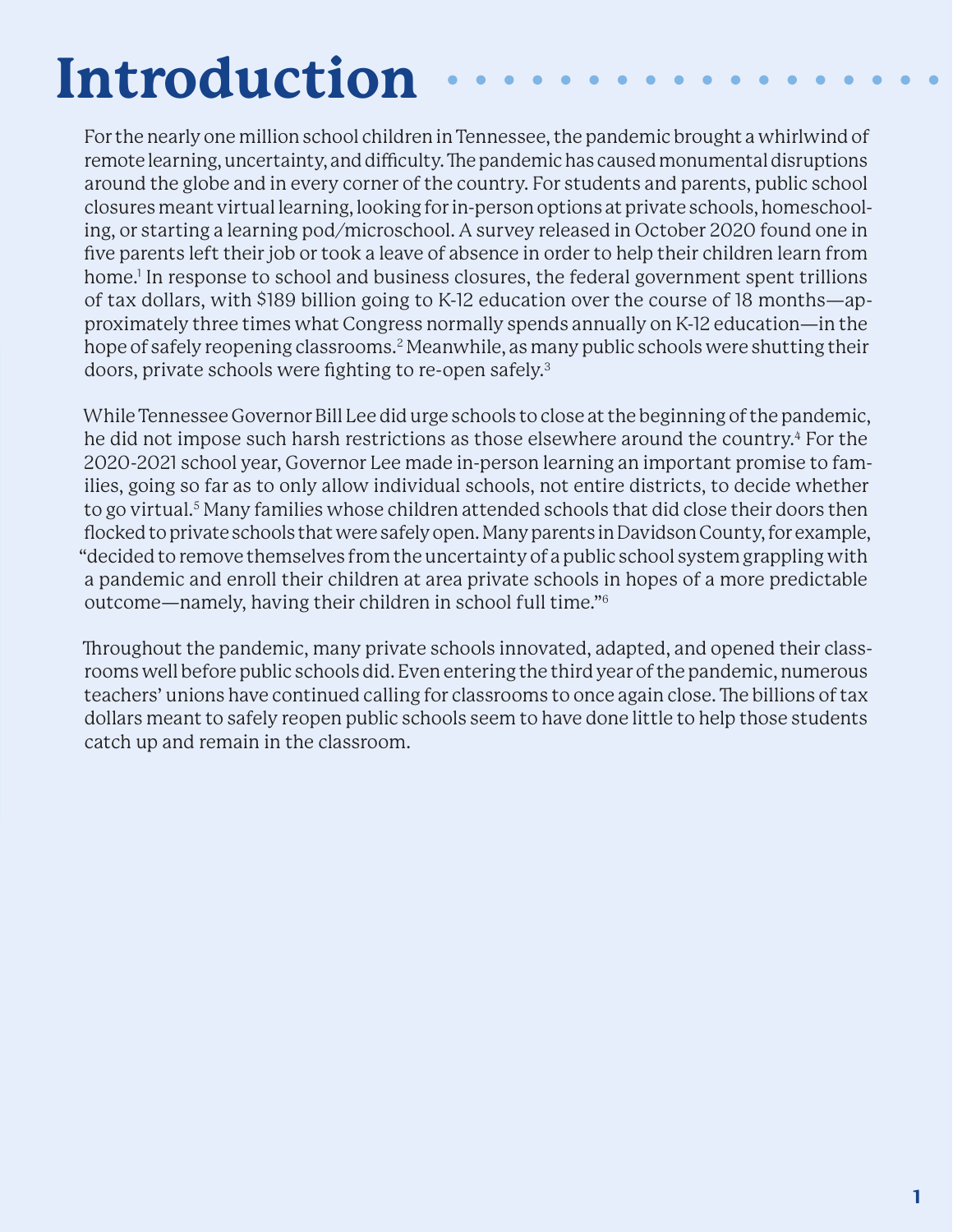# Introduction

For the nearly one million school children in Tennessee, the pandemic brought a whirlwind of remote learning, uncertainty, and difficulty. The pandemic has caused monumental disruptions around the globe and in every corner of the country. For students and parents, public school closures meant virtual learning, looking for in-person options at private schools, homeschooling, or starting a learning pod/microschool. A survey released in October 2020 found one in five parents left their job or took a leave of absence in order to help their children learn from home.[1] In response to school and business closures, the federal government spent trillions of tax dollars, with $189 billion going to K-12 education over the course of 18 months—approximately three times what Congress normally spends annually on K-12 education—in the hope of safely reopening classrooms.[2] Meanwhile, as many public schools were shutting their doors, private schools were fighting to re-open safely.[3]

While Tennessee Governor Bill Lee did urge schools to close at the beginning of the pandemic, he did not impose such harsh restrictions as those elsewhere around the country.[4] For the 2020-2021 school year, Governor Lee made in-person learning an important promise to families, going so far as to only allow individual schools, not entire districts, to decide whether to go virtual.[5] Many families whose children attended schools that did close their doors then flocked to private schools that were safely open. Many parents in Davidson County, for example, "decided to remove themselves from the uncertainty of a public school system grappling with a pandemic and enroll their children at area private schools in hopes of a more predictable outcome—namely, having their children in school full time."[6]

Throughout the pandemic, many private schools innovated, adapted, and opened their classrooms well before public schools did. Even entering the third year of the pandemic, numerous teachers' unions have continued calling for classrooms to once again close. The billions of tax dollars meant to safely reopen public schools seem to have done little to help those students catch up and remain in the classroom.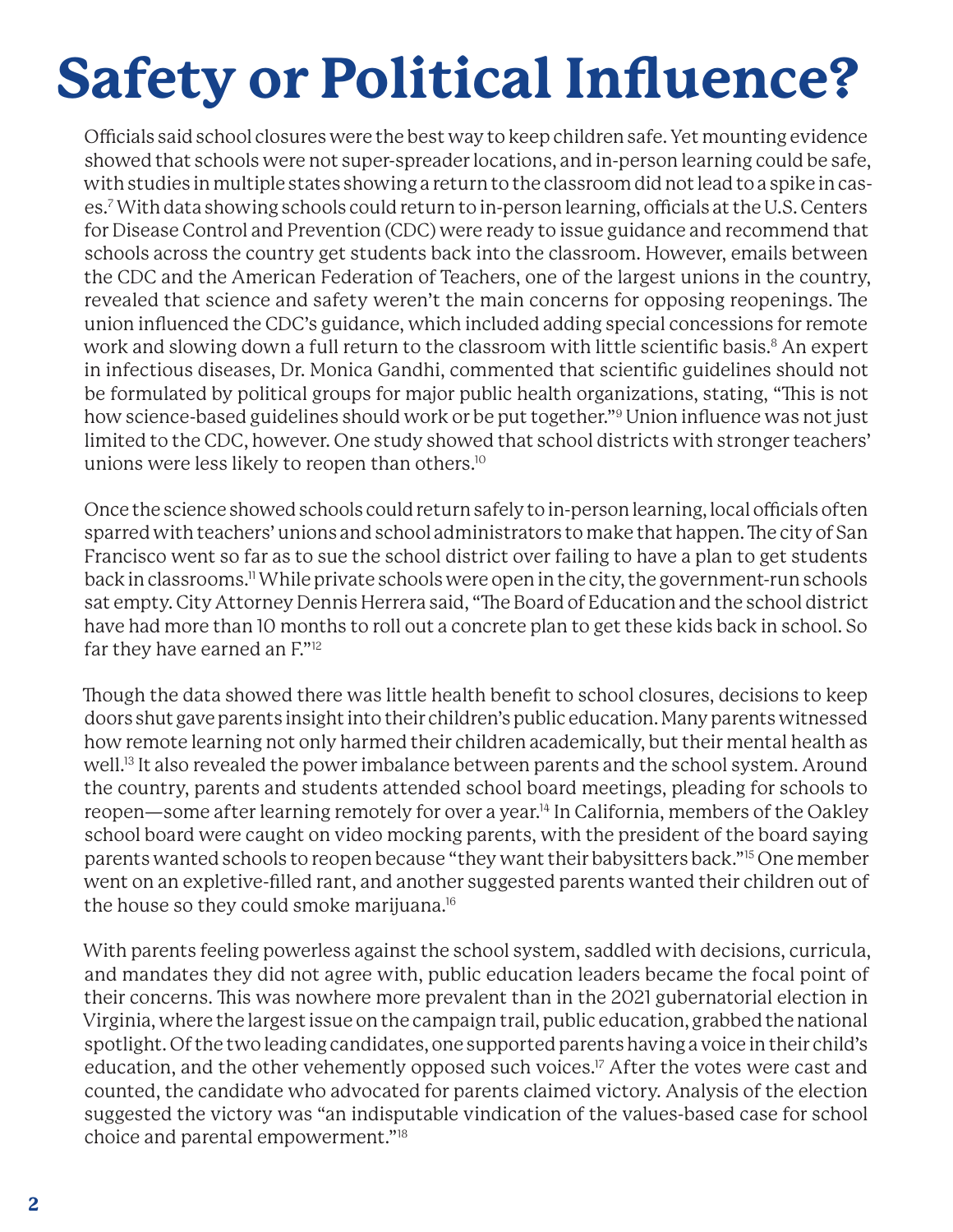# Safety or Political Influence?

Officials said school closures were the best way to keep children safe. Yet mounting evidence showed that schools were not super-spreader locations, and in-person learning could be safe, with studies in multiple states showing a return to the classroom did not lead to a spike in cases.[7] With data showing schools could return to in-person learning, officials at the U.S. Centers for Disease Control and Prevention (CDC) were ready to issue guidance and recommend that schools across the country get students back into the classroom. However, emails between the CDC and the American Federation of Teachers, one of the largest unions in the country, revealed that science and safety weren't the main concerns for opposing reopenings. The union influenced the CDC's guidance, which included adding special concessions for remote work and slowing down a full return to the classroom with little scientific basis.[8] An expert in infectious diseases, Dr. Monica Gandhi, commented that scientific guidelines should not be formulated by political groups for major public health organizations, stating, "This is not how science-based guidelines should work or be put together."[9] Union influence was not just limited to the CDC, however. One study showed that school districts with stronger teachers' unions were less likely to reopen than others.[10]

Once the science showed schools could return safely to in-person learning, local officials often sparred with teachers' unions and school administrators to make that happen. The city of San Francisco went so far as to sue the school district over failing to have a plan to get students back in classrooms.[11] While private schools were open in the city, the government-run schools sat empty. City Attorney Dennis Herrera said, "The Board of Education and the school district have had more than 10 months to roll out a concrete plan to get these kids back in school. So far they have earned an F."[12]

Though the data showed there was little health benefit to school closures, decisions to keep doors shut gave parents insight into their children's public education. Many parents witnessed how remote learning not only harmed their children academically, but their mental health as well.[13] It also revealed the power imbalance between parents and the school system. Around the country, parents and students attended school board meetings, pleading for schools to reopen—some after learning remotely for over a year.[14] In California, members of the Oakley school board were caught on video mocking parents, with the president of the board saying parents wanted schools to reopen because "they want their babysitters back."[15] One member went on an expletive-filled rant, and another suggested parents wanted their children out of the house so they could smoke marijuana.[16]

With parents feeling powerless against the school system, saddled with decisions, curricula, and mandates they did not agree with, public education leaders became the focal point of their concerns. This was nowhere more prevalent than in the 2021 gubernatorial election in Virginia, where the largest issue on the campaign trail, public education, grabbed the national spotlight. Of the two leading candidates, one supported parents having a voice in their child's education, and the other vehemently opposed such voices.[17] After the votes were cast and counted, the candidate who advocated for parents claimed victory. Analysis of the election suggested the victory was "an indisputable vindication of the values-based case for school choice and parental empowerment."[18]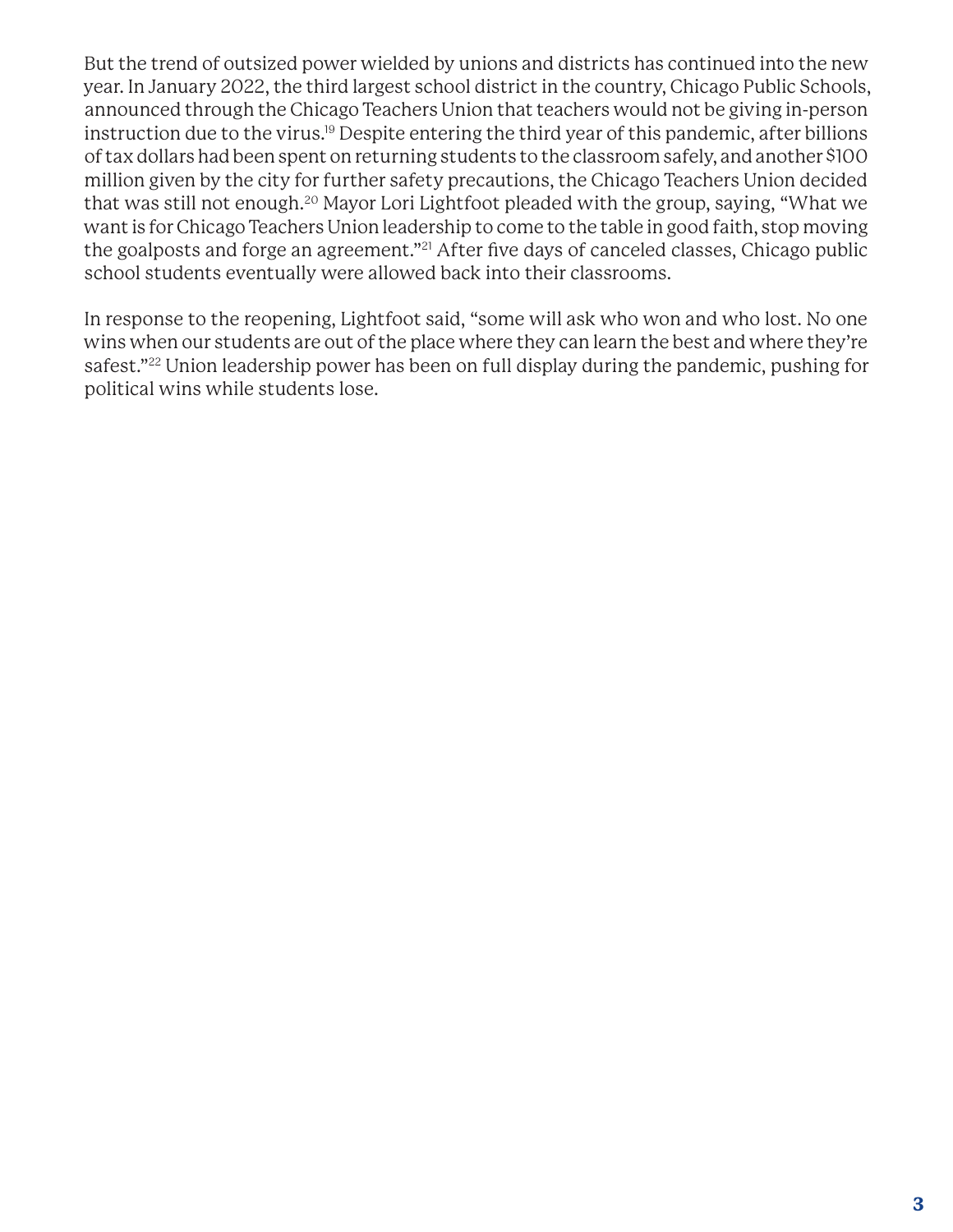But the trend of outsized power wielded by unions and districts has continued into the new year. In January 2022, the third largest school district in the country, Chicago Public Schools, announced through the Chicago Teachers Union that teachers would not be giving in-person instruction due to the virus.[19] Despite entering the third year of this pandemic, after billions of tax dollars had been spent on returning students to the classroom safely, and another $100 million given by the city for further safety precautions, the Chicago Teachers Union decided that was still not enough.[20] Mayor Lori Lightfoot pleaded with the group, saying, "What we want is for Chicago Teachers Union leadership to come to the table in good faith, stop moving the goalposts and forge an agreement."[21] After five days of canceled classes, Chicago public school students eventually were allowed back into their classrooms.

In response to the reopening, Lightfoot said, "some will ask who won and who lost. No one wins when our students are out of the place where they can learn the best and where they're safest."[22] Union leadership power has been on full display during the pandemic, pushing for political wins while students lose.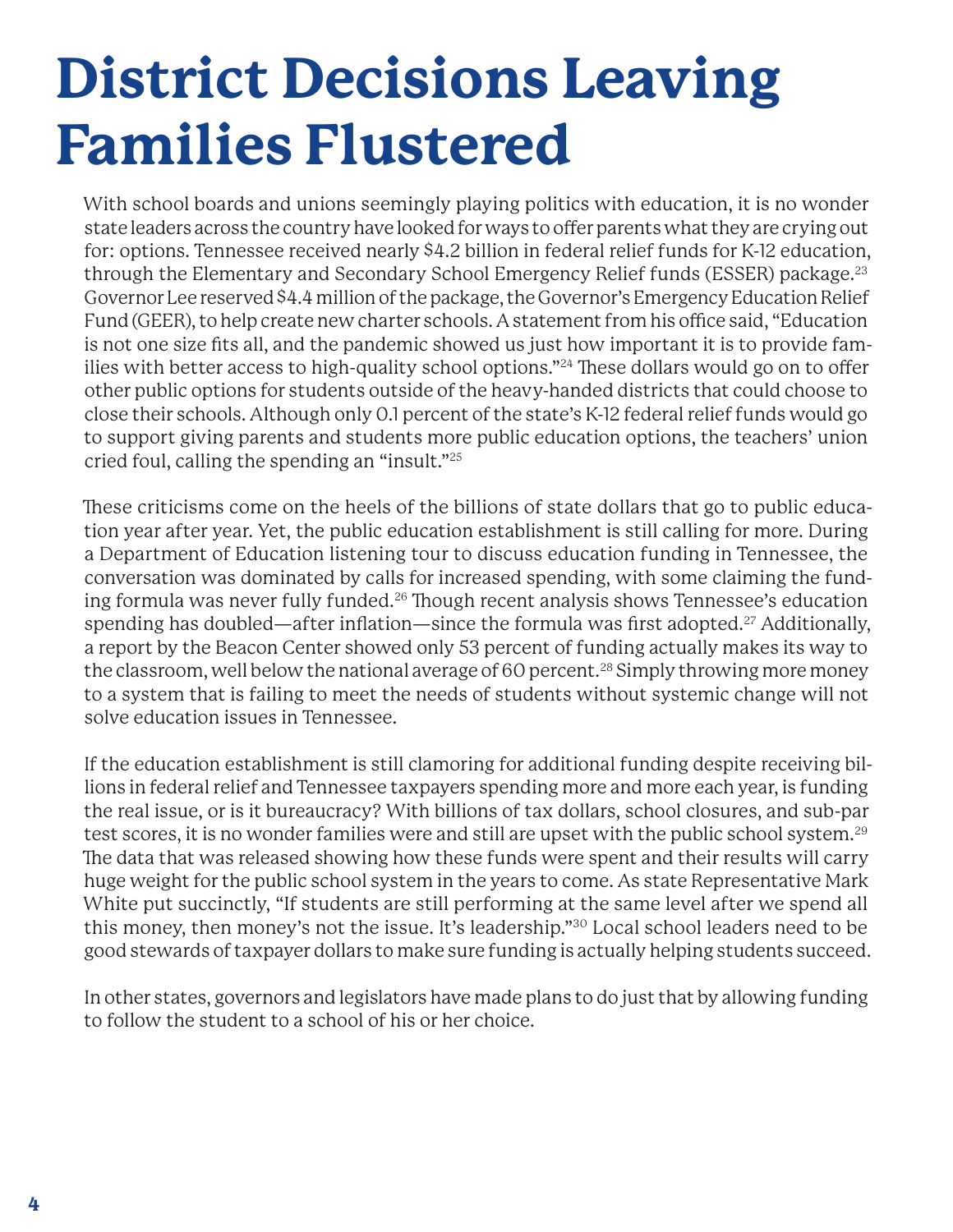# District Decisions Leaving Families Flustered

With school boards and unions seemingly playing politics with education, it is no wonder state leaders across the country have looked for ways to offer parents what they are crying out for: options. Tennessee received nearly $4.2 billion in federal relief funds for K-12 education, through the Elementary and Secondary School Emergency Relief funds (ESSER) package.[23] Governor Lee reserved $4.4 million of the package, the Governor's Emergency Education Relief Fund (GEER), to help create new charter schools. A statement from his office said, "Education is not one size fits all, and the pandemic showed us just how important it is to provide families with better access to high-quality school options."[24] These dollars would go on to offer other public options for students outside of the heavy-handed districts that could choose to close their schools. Although only 0.1 percent of the state's K-12 federal relief funds would go to support giving parents and students more public education options, the teachers' union cried foul, calling the spending an "insult."[25]

These criticisms come on the heels of the billions of state dollars that go to public education year after year. Yet, the public education establishment is still calling for more. During a Department of Education listening tour to discuss education funding in Tennessee, the conversation was dominated by calls for increased spending, with some claiming the funding formula was never fully funded.[26] Though recent analysis shows Tennessee's education spending has doubled—after inflation—since the formula was first adopted.[27] Additionally, a report by the Beacon Center showed only 53 percent of funding actually makes its way to the classroom, well below the national average of 60 percent.[28] Simply throwing more money to a system that is failing to meet the needs of students without systemic change will not solve education issues in Tennessee.

If the education establishment is still clamoring for additional funding despite receiving billions in federal relief and Tennessee taxpayers spending more and more each year, is funding the real issue, or is it bureaucracy? With billions of tax dollars, school closures, and sub-par test scores, it is no wonder families were and still are upset with the public school system.[29] The data that was released showing how these funds were spent and their results will carry huge weight for the public school system in the years to come. As state Representative Mark White put succinctly, "If students are still performing at the same level after we spend all this money, then money's not the issue. It's leadership."[30] Local school leaders need to be good stewards of taxpayer dollars to make sure funding is actually helping students succeed.

In other states, governors and legislators have made plans to do just that by allowing funding to follow the student to a school of his or her choice.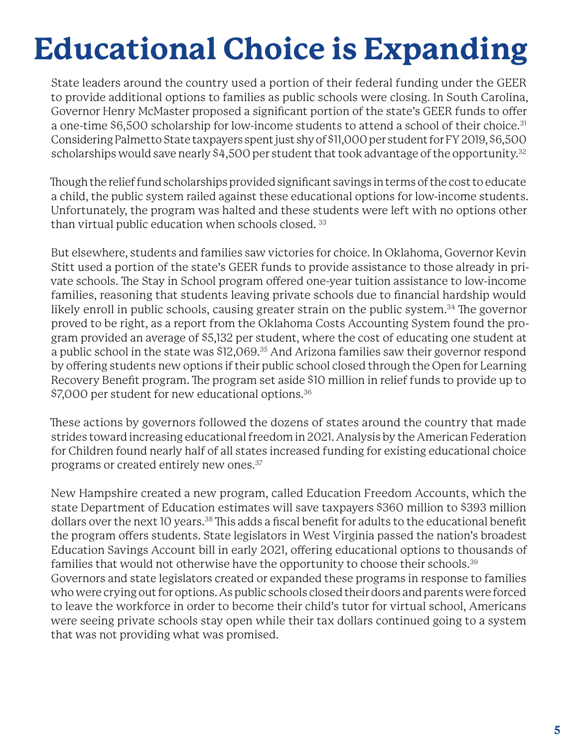# Educational Choice is Expanding

State leaders around the country used a portion of their federal funding under the GEER to provide additional options to families as public schools were closing. In South Carolina, Governor Henry McMaster proposed a significant portion of the state's GEER funds to offer a one-time $6,500 scholarship for low-income students to attend a school of their choice.[31] Considering Palmetto State taxpayers spent just shy of $11,000 per student for FY 2019, $6,500 scholarships would save nearly $4,500 per student that took advantage of the opportunity.[32]

Though the relief fund scholarships provided significant savings in terms of the cost to educate a child, the public system railed against these educational options for low-income students. Unfortunately, the program was halted and these students were left with no options other than virtual public education when schools closed. [33]

But elsewhere, students and families saw victories for choice. In Oklahoma, Governor Kevin Stitt used a portion of the state's GEER funds to provide assistance to those already in private schools. The Stay in School program offered one-year tuition assistance to low-income families, reasoning that students leaving private schools due to financial hardship would likely enroll in public schools, causing greater strain on the public system.[34] The governor proved to be right, as a report from the Oklahoma Costs Accounting System found the program provided an average of $5,132 per student, where the cost of educating one student at a public school in the state was $12,069.[35] And Arizona families saw their governor respond by offering students new options if their public school closed through the Open for Learning Recovery Benefit program. The program set aside $10 million in relief funds to provide up to $7,000 per student for new educational options.[36]

These actions by governors followed the dozens of states around the country that made strides toward increasing educational freedom in 2021. Analysis by the American Federation for Children found nearly half of all states increased funding for existing educational choice programs or created entirely new ones.[37]

New Hampshire created a new program, called Education Freedom Accounts, which the state Department of Education estimates will save taxpayers $360 million to $393 million dollars over the next 10 years.[38] This adds a fiscal benefit for adults to the educational benefit the program offers students. State legislators in West Virginia passed the nation's broadest Education Savings Account bill in early 2021, offering educational options to thousands of families that would not otherwise have the opportunity to choose their schools.[39]

Governors and state legislators created or expanded these programs in response to families who were crying out for options. As public schools closed their doors and parents were forced to leave the workforce in order to become their child's tutor for virtual school, Americans were seeing private schools stay open while their tax dollars continued going to a system that was not providing what was promised.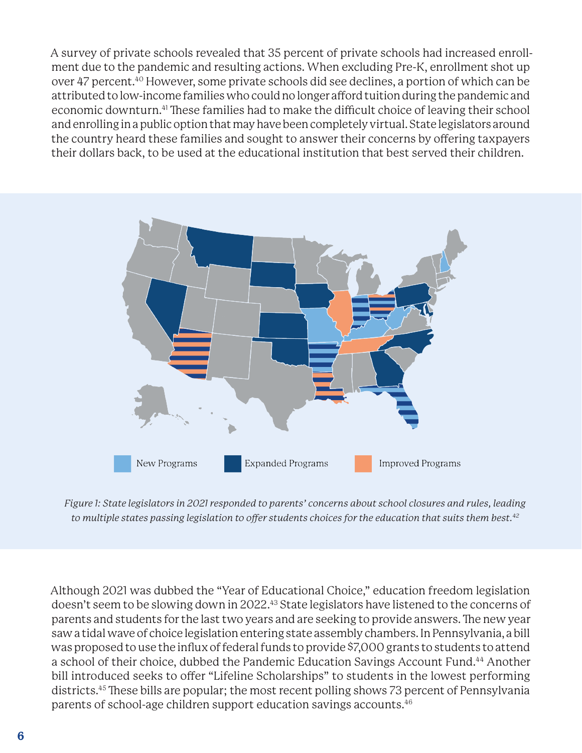A survey of private schools revealed that 35 percent of private schools had increased enrollment due to the pandemic and resulting actions. When excluding Pre-K, enrollment shot up over 47 percent.[40] However, some private schools did see declines, a portion of which can be attributed to low-income families who could no longer afford tuition during the pandemic and economic downturn.[41] These families had to make the difficult choice of leaving their school and enrolling in a public option that may have been completely virtual. State legislators around the country heard these families and sought to answer their concerns by offering taxpayers their dollars back, to be used at the educational institution that best served their children.

New Programs Expanded Programs Improved Programs

*Figure 1: State legislators in 2021 responded to parents' concerns about school closures and rules, leading to multiple states passing legislation to offer students choices for the education that suits them best.*[42]

Although 2021 was dubbed the "Year of Educational Choice," education freedom legislation doesn't seem to be slowing down in 2022.[43] State legislators have listened to the concerns of parents and students for the last two years and are seeking to provide answers. The new year saw a tidal wave of choice legislation entering state assembly chambers. In Pennsylvania, a bill was proposed to use the influx of federal funds to provide $7,000 grants to students to attend a school of their choice, dubbed the Pandemic Education Savings Account Fund.[44] Another bill introduced seeks to offer "Lifeline Scholarships" to students in the lowest performing districts.[45] These bills are popular; the most recent polling shows 73 percent of Pennsylvania parents of school-age children support education savings accounts.[46]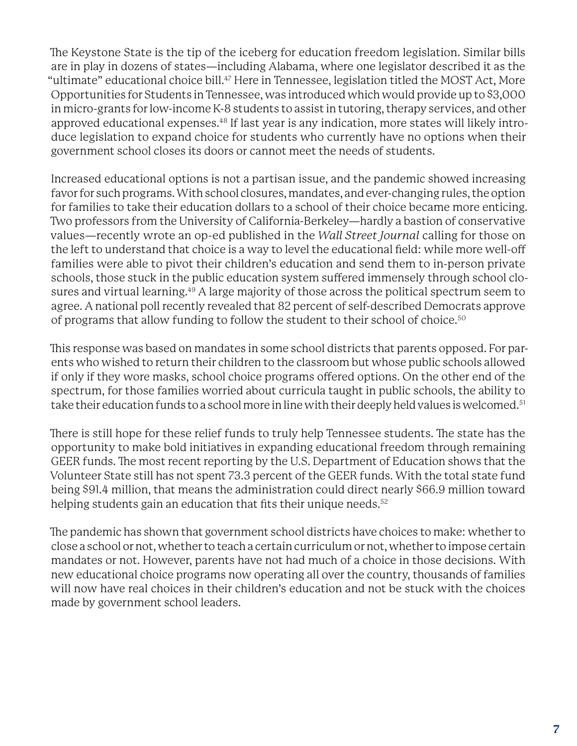The Keystone State is the tip of the iceberg for education freedom legislation. Similar bills are in play in dozens of states—including Alabama, where one legislator described it as the "ultimate" educational choice bill.[47] Here in Tennessee, legislation titled the MOST Act, More Opportunities for Students in Tennessee, was introduced which would provide up to $3,000 in micro-grants for low-income K-8 students to assist in tutoring, therapy services, and other approved educational expenses.[48] If last year is any indication, more states will likely introduce legislation to expand choice for students who currently have no options when their government school closes its doors or cannot meet the needs of students.

Increased educational options is not a partisan issue, and the pandemic showed increasing favor for such programs. With school closures, mandates, and ever-changing rules, the option for families to take their education dollars to a school of their choice became more enticing. Two professors from the University of California-Berkeley—hardly a bastion of conservative values—recently wrote an op-ed published in the *Wall Street Journal* calling for those on the left to understand that choice is a way to level the educational field: while more well-off families were able to pivot their children's education and send them to in-person private schools, those stuck in the public education system suffered immensely through school closures and virtual learning.[49] A large majority of those across the political spectrum seem to agree. A national poll recently revealed that 82 percent of self-described Democrats approve of programs that allow funding to follow the student to their school of choice.[50]

This response was based on mandates in some school districts that parents opposed. For parents who wished to return their children to the classroom but whose public schools allowed if only if they wore masks, school choice programs offered options. On the other end of the spectrum, for those families worried about curricula taught in public schools, the ability to take their education funds to a school more in line with their deeply held values is welcomed.[51]

There is still hope for these relief funds to truly help Tennessee students. The state has the opportunity to make bold initiatives in expanding educational freedom through remaining GEER funds. The most recent reporting by the U.S. Department of Education shows that the Volunteer State still has not spent 73.3 percent of the GEER funds. With the total state fund being $91.4 million, that means the administration could direct nearly $66.9 million toward helping students gain an education that fits their unique needs.[52]

The pandemic has shown that government school districts have choices to make: whether to close a school or not, whether to teach a certain curriculum or not, whether to impose certain mandates or not. However, parents have not had much of a choice in those decisions. With new educational choice programs now operating all over the country, thousands of families will now have real choices in their children's education and not be stuck with the choices made by government school leaders.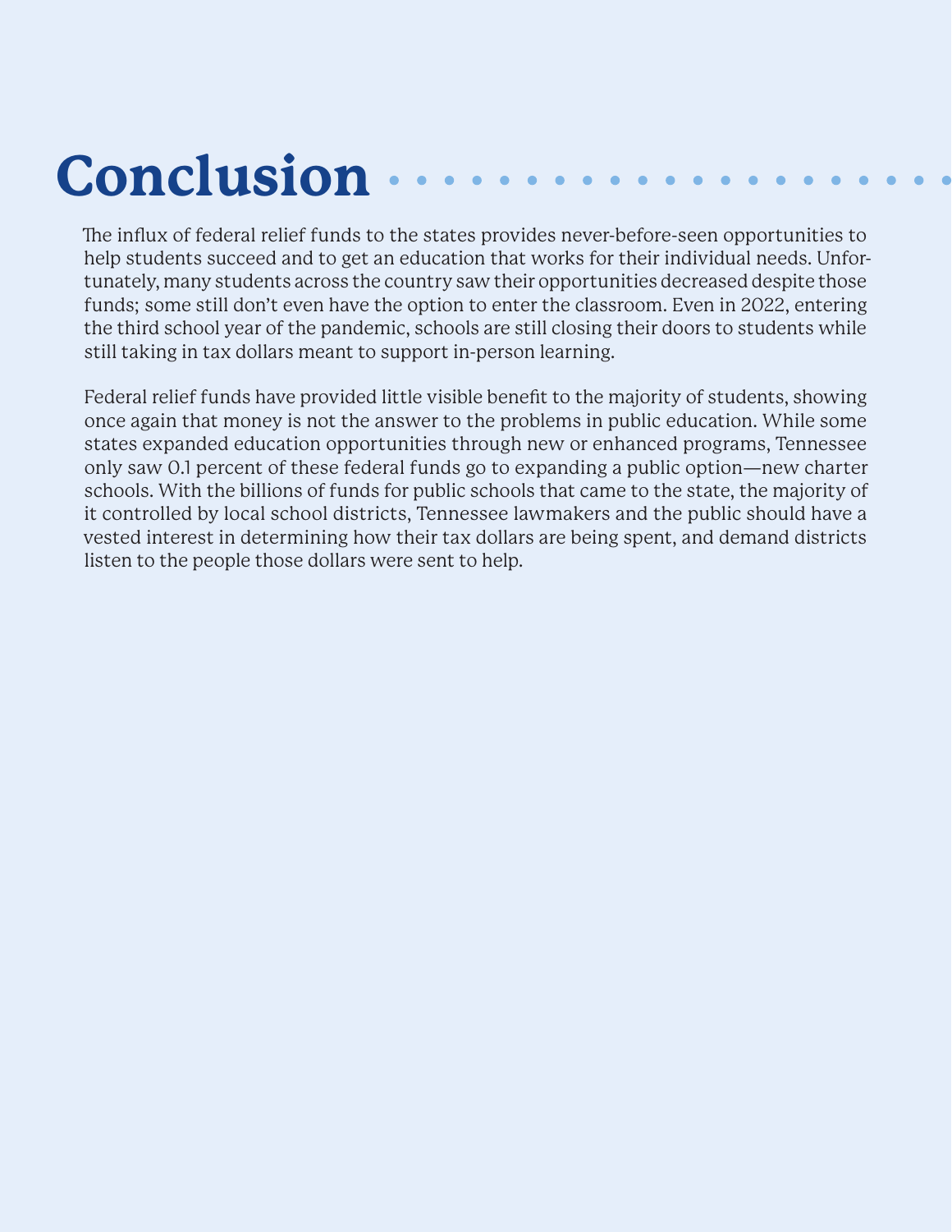# Conclusion

The influx of federal relief funds to the states provides never-before-seen opportunities to help students succeed and to get an education that works for their individual needs. Unfortunately, many students across the country saw their opportunities decreased despite those funds; some still don't even have the option to enter the classroom. Even in 2022, entering the third school year of the pandemic, schools are still closing their doors to students while still taking in tax dollars meant to support in-person learning.

Federal relief funds have provided little visible benefit to the majority of students, showing once again that money is not the answer to the problems in public education. While some states expanded education opportunities through new or enhanced programs, Tennessee only saw 0.1 percent of these federal funds go to expanding a public option—new charter schools. With the billions of funds for public schools that came to the state, the majority of it controlled by local school districts, Tennessee lawmakers and the public should have a vested interest in determining how their tax dollars are being spent, and demand districts listen to the people those dollars were sent to help.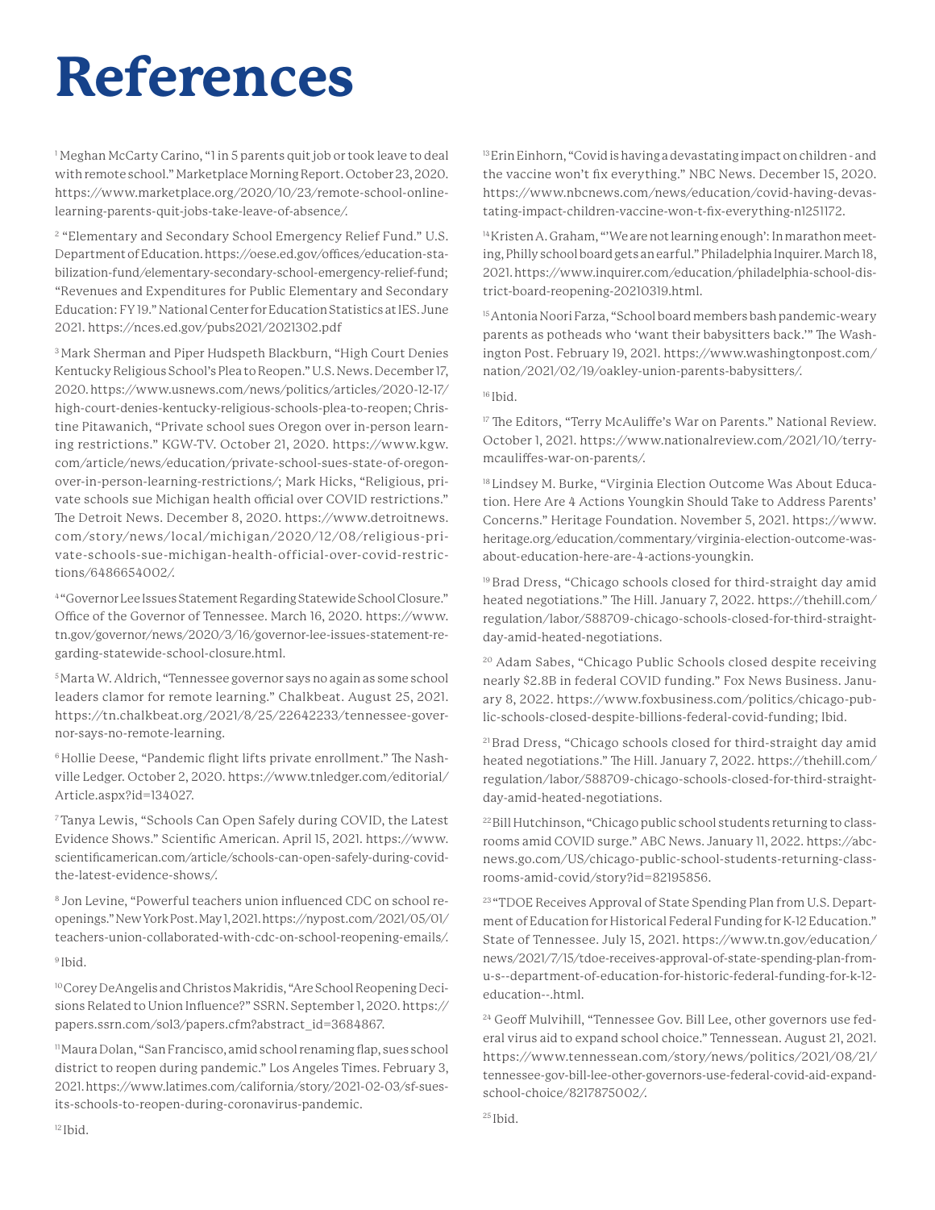# References

[1] Meghan McCarty Carino, "1 in 5 parents quit job or took leave to deal with remote school." Marketplace Morning Report. October 23, 2020. https://www.marketplace.org/2020/10/23/remote-school-online-learning-parents-quit-jobs-take-leave-of-absence/.

[2] "Elementary and Secondary School Emergency Relief Fund." U.S. Department of Education. https://oese.ed.gov/offices/education-stabilization-fund/elementary-secondary-school-emergency-relief-fund; "Revenues and Expenditures for Public Elementary and Secondary Education: FY 19." National Center for Education Statistics at IES. June 2021. https://nces.ed.gov/pubs2021/2021302.pdf

[3] Mark Sherman and Piper Hudspeth Blackburn, "High Court Denies Kentucky Religious School's Plea to Reopen." U.S. News. December 17, 2020. https://www.usnews.com/news/politics/articles/2020-12-17/high-court-denies-kentucky-religious-schools-plea-to-reopen; Christine Pitawanich, "Private school sues Oregon over in-person learning restrictions." KGW-TV. October 21, 2020. https://www.kgw.com/article/news/education/private-school-sues-state-of-oregon-over-in-person-learning-restrictions/; Mark Hicks, "Religious, private schools sue Michigan health official over COVID restrictions." The Detroit News. December 8, 2020. https://www.detroitnews.com/story/news/local/michigan/2020/12/08/religious-private-schools-sue-michigan-health-official-over-covid-restrictions/6486654002/.

[4] "Governor Lee Issues Statement Regarding Statewide School Closure." Office of the Governor of Tennessee. March 16, 2020. https://www.tn.gov/governor/news/2020/3/16/governor-lee-issues-statement-regarding-statewide-school-closure.html.

[5] Marta W. Aldrich, "Tennessee governor says no again as some school leaders clamor for remote learning." Chalkbeat. August 25, 2021. https://tn.chalkbeat.org/2021/8/25/22642233/tennessee-governor-says-no-remote-learning.

[6] Hollie Deese, "Pandemic flight lifts private enrollment." The Nashville Ledger. October 2, 2020. https://www.tnledger.com/editorial/Article.aspx?id=134027.

[7] Tanya Lewis, "Schools Can Open Safely during COVID, the Latest Evidence Shows." Scientific American. April 15, 2021. https://www.scientificamerican.com/article/schools-can-open-safely-during-covid-the-latest-evidence-shows/.

[8] Jon Levine, "Powerful teachers union influenced CDC on school reopenings." New York Post. May 1, 2021. https://nypost.com/2021/05/01/teachers-union-collaborated-with-cdc-on-school-reopening-emails/.

[9] Ibid.

[10] Corey DeAngelis and Christos Makridis, "Are School Reopening Decisions Related to Union Influence?" SSRN. September 1, 2020. https://papers.ssrn.com/sol3/papers.cfm?abstract_id=3684867.

[11] Maura Dolan, "San Francisco, amid school renaming flap, sues school district to reopen during pandemic." Los Angeles Times. February 3, 2021. https://www.latimes.com/california/story/2021-02-03/sf-sues-its-schools-to-reopen-during-coronavirus-pandemic.

[12] Ibid.

[13] Erin Einhorn, "Covid is having a devastating impact on children - and the vaccine won't fix everything." NBC News. December 15, 2020. https://www.nbcnews.com/news/education/covid-having-devastating-impact-children-vaccine-won-t-fix-everything-n1251172.

[14] Kristen A. Graham, "'We are not learning enough': In marathon meeting, Philly school board gets an earful." Philadelphia Inquirer. March 18, 2021. https://www.inquirer.com/education/philadelphia-school-district-board-reopening-20210319.html.

[15] Antonia Noori Farza, "School board members bash pandemic-weary parents as potheads who 'want their babysitters back.'" The Washington Post. February 19, 2021. https://www.washingtonpost.com/nation/2021/02/19/oakley-union-parents-babysitters/.

[16] Ibid.

[17] The Editors, "Terry McAuliffe's War on Parents." National Review. October 1, 2021. https://www.nationalreview.com/2021/10/terry-mcauliffes-war-on-parents/.

[18] Lindsey M. Burke, "Virginia Election Outcome Was About Education. Here Are 4 Actions Youngkin Should Take to Address Parents' Concerns." Heritage Foundation. November 5, 2021. https://www.heritage.org/education/commentary/virginia-election-outcome-was-about-education-here-are-4-actions-youngkin.

[19] Brad Dress, "Chicago schools closed for third-straight day amid heated negotiations." The Hill. January 7, 2022. https://thehill.com/regulation/labor/588709-chicago-schools-closed-for-third-straight-day-amid-heated-negotiations.

[20] Adam Sabes, "Chicago Public Schools closed despite receiving nearly $2.8B in federal COVID funding." Fox News Business. January 8, 2022. https://www.foxbusiness.com/politics/chicago-public-schools-closed-despite-billions-federal-covid-funding; Ibid.

[21] Brad Dress, "Chicago schools closed for third-straight day amid heated negotiations." The Hill. January 7, 2022. https://thehill.com/regulation/labor/588709-chicago-schools-closed-for-third-straight-day-amid-heated-negotiations.

[22] Bill Hutchinson, "Chicago public school students returning to classrooms amid COVID surge." ABC News. January 11, 2022. https://abcnews.go.com/US/chicago-public-school-students-returning-classrooms-amid-covid/story?id=82195856.

[23] "TDOE Receives Approval of State Spending Plan from U.S. Department of Education for Historical Federal Funding for K-12 Education." State of Tennessee. July 15, 2021. https://www.tn.gov/education/news/2021/7/15/tdoe-receives-approval-of-state-spending-plan-from-u-s--department-of-education-for-historic-federal-funding-for-k-12-education--.html.

[24] Geoff Mulvihill, "Tennessee Gov. Bill Lee, other governors use federal virus aid to expand school choice." Tennessean. August 21, 2021. https://www.tennessean.com/story/news/politics/2021/08/21/tennessee-gov-bill-lee-other-governors-use-federal-covid-aid-expand-school-choice/8217875002/.

[25] Ibid.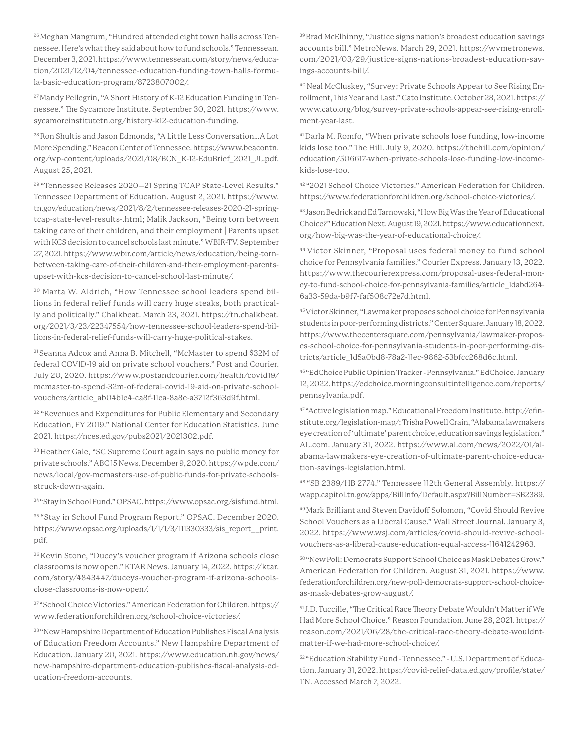[26] Meghan Mangrum, "Hundred attended eight town halls across Tennessee. Here's what they said about how to fund schools." Tennessean. December 3, 2021. https://www.tennessean.com/story/news/education/2021/12/04/tennessee-education-funding-town-halls-formula-basic-education-program/8723807002/.

[27] Mandy Pellegrin, "A Short History of K-12 Education Funding in Tennessee." The Sycamore Institute. September 30, 2021. https://www.sycamoreinstitutetn.org/history-k12-education-funding.

[28] Ron Shultis and Jason Edmonds, "A Little Less Conversation...A Lot More Spending." Beacon Center of Tennessee. https://www.beacontn.org/wp-content/uploads/2021/08/BCN_K-12-EduBrief_2021_JL.pdf. August 25, 2021.

[29] "Tennessee Releases 2020–21 Spring TCAP State-Level Results." Tennessee Department of Education. August 2, 2021. https://www.tn.gov/education/news/2021/8/2/tennessee-releases-2020-21-spring-tcap-state-level-results-.html; Malik Jackson, "Being torn between taking care of their children, and their employment | Parents upset with KCS decision to cancel schools last minute." WBIR-TV. September 27, 2021. https://www.wbir.com/article/news/education/being-torn-between-taking-care-of-their-children-and-their-employment-parents-upset-with-kcs-decision-to-cancel-school-last-minute/.

[30] Marta W. Aldrich, "How Tennessee school leaders spend billions in federal relief funds will carry huge steaks, both practically and politically." Chalkbeat. March 23, 2021. https://tn.chalkbeat.org/2021/3/23/22347554/how-tennessee-school-leaders-spend-billions-in-federal-relief-funds-will-carry-huge-political-stakes.

[31] Seanna Adcox and Anna B. Mitchell, "McMaster to spend $32M of federal COVID-19 aid on private school vouchers." Post and Courier. July 20, 2020. https://www.postandcourier.com/health/covid19/mcmaster-to-spend-32m-of-federal-covid-19-aid-on-private-school-vouchers/article_ab04b1e4-ca8f-11ea-8a8e-a3712f363d9f.html.

[32] "Revenues and Expenditures for Public Elementary and Secondary Education, FY 2019." National Center for Education Statistics. June 2021. https://nces.ed.gov/pubs2021/2021302.pdf.

[33] Heather Gale, "SC Supreme Court again says no public money for private schools." ABC 15 News. December 9, 2020. https://wpde.com/news/local/gov-mcmasters-use-of-public-funds-for-private-schools-struck-down-again.

[34] "Stay in School Fund." OPSAC. https://www.opsac.org/sisfund.html.

[35] "Stay in School Fund Program Report." OPSAC. December 2020. https://www.opsac.org/uploads/1/1/1/3/111330333/sis_report__print.pdf.

[36] Kevin Stone, "Ducey's voucher program if Arizona schools close classrooms is now open." KTAR News. January 14, 2022. https://ktar.com/story/4843447/duceys-voucher-program-if-arizona-schools-close-classrooms-is-now-open/.

[37] "School Choice Victories." American Federation for Children. https://www.federationforchildren.org/school-choice-victories/.

[38] "New Hampshire Department of Education Publishes Fiscal Analysis of Education Freedom Accounts." New Hampshire Department of Education. January 20, 2021. https://www.education.nh.gov/news/new-hampshire-department-education-publishes-fiscal-analysis-education-freedom-accounts.

[39] Brad McElhinny, "Justice signs nation's broadest education savings accounts bill." MetroNews. March 29, 2021. https://wvmetronews.com/2021/03/29/justice-signs-nations-broadest-education-savings-accounts-bill/.

[40] Neal McCluskey, "Survey: Private Schools Appear to See Rising Enrollment, This Year and Last." Cato Institute. October 28, 2021. https://www.cato.org/blog/survey-private-schools-appear-see-rising-enrollment-year-last.

[41] Darla M. Romfo, "When private schools lose funding, low-income kids lose too." The Hill. July 9, 2020. https://thehill.com/opinion/education/506617-when-private-schools-lose-funding-low-income-kids-lose-too.

[42] "2021 School Choice Victories." American Federation for Children. https://www.federationforchildren.org/school-choice-victories/.

[43] Jason Bedrick and Ed Tarnowski, "How Big Was the Year of Educational Choice?" Education Next. August 19, 2021. https://www.educationnext.org/how-big-was-the-year-of-educational-choice/.

[44] Victor Skinner, "Proposal uses federal money to fund school choice for Pennsylvania families." Courier Express. January 13, 2022. https://www.thecourierexpress.com/proposal-uses-federal-money-to-fund-school-choice-for-pennsylvania-families/article_1dabd264-6a33-59da-b9f7-faf508c72e7d.html.

[45] Victor Skinner, "Lawmaker proposes school choice for Pennsylvania students in poor-performing districts." Center Square. January 18, 2022. https://www.thecentersquare.com/pennsylvania/lawmaker-proposes-school-choice-for-pennsylvania-students-in-poor-performing-districts/article_1d5a0bd8-78a2-11ec-9862-53bfcc268d6c.html.

[46] "EdChoice Public Opinion Tracker - Pennsylvania." EdChoice. January 12, 2022. https://edchoice.morningconsultintelligence.com/reports/pennsylvania.pdf.

[47] "Active legislation map." Educational Freedom Institute. http://efinstitute.org/legislation-map/; Trisha Powell Crain, "Alabama lawmakers eye creation of 'ultimate' parent choice, education savings legislation." AL.com. January 31, 2022. https://www.al.com/news/2022/01/alabama-lawmakers-eye-creation-of-ultimate-parent-choice-education-savings-legislation.html.

[48] "SB 2389/HB 2774." Tennessee 112th General Assembly. https://wapp.capitol.tn.gov/apps/BillInfo/Default.aspx?BillNumber=SB2389.

[49] Mark Brilliant and Steven Davidoff Solomon, "Covid Should Revive School Vouchers as a Liberal Cause." Wall Street Journal. January 3, 2022. https://www.wsj.com/articles/covid-should-revive-school-vouchers-as-a-liberal-cause-education-equal-access-11641242963.

[50] "New Poll: Democrats Support School Choice as Mask Debates Grow." American Federation for Children. August 31, 2021. https://www.federationforchildren.org/new-poll-democrats-support-school-choice-as-mask-debates-grow-august/.

[51] J.D. Tuccille, "The Critical Race Theory Debate Wouldn't Matter if We Had More School Choice." Reason Foundation. June 28, 2021. https://reason.com/2021/06/28/the-critical-race-theory-debate-wouldnt-matter-if-we-had-more-school-choice/.

[52] "Education Stability Fund - Tennessee." - U.S. Department of Education. January 31, 2022. https://covid-relief-data.ed.gov/profile/state/TN. Accessed March 7, 2022.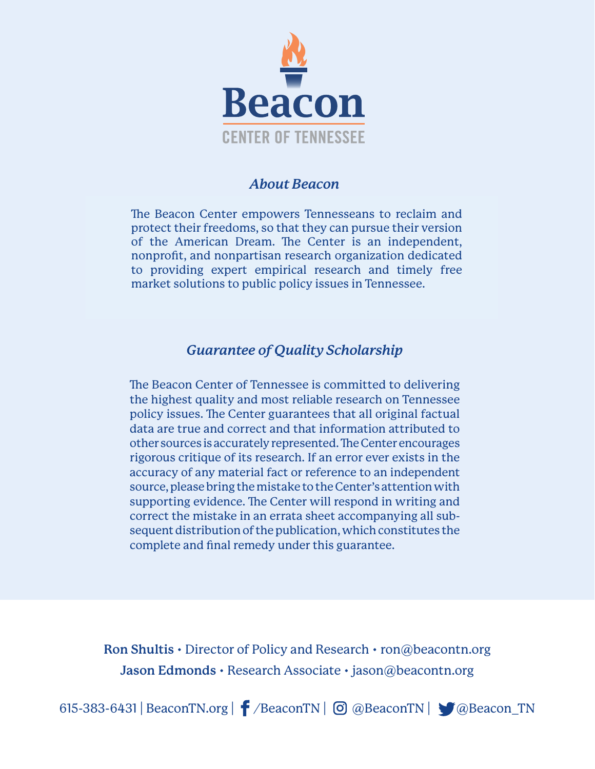# Beacon

CENTER OF TENNESSEE

## *About Beacon*

The Beacon Center empowers Tennesseans to reclaim and protect their freedoms, so that they can pursue their version of the American Dream. The Center is an independent, nonprofit, and nonpartisan research organization dedicated to providing expert empirical research and timely free market solutions to public policy issues in Tennessee.

## *Guarantee of Quality Scholarship*

The Beacon Center of Tennessee is committed to delivering the highest quality and most reliable research on Tennessee policy issues. The Center guarantees that all original factual data are true and correct and that information attributed to other sources is accurately represented. The Center encourages rigorous critique of its research. If an error ever exists in the accuracy of any material fact or reference to an independent source, please bring the mistake to the Center's attention with supporting evidence. The Center will respond in writing and correct the mistake in an errata sheet accompanying all subsequent distribution of the publication, which constitutes the complete and final remedy under this guarantee.

**Ron Shultis** • Director of Policy and Research • ron@beacontn.org

**Jason Edmonds** • Research Associate • jason@beacontn.org

615-383-6431 | BeaconTN.org | /BeaconTN | @BeaconTN | @Beacon_TN